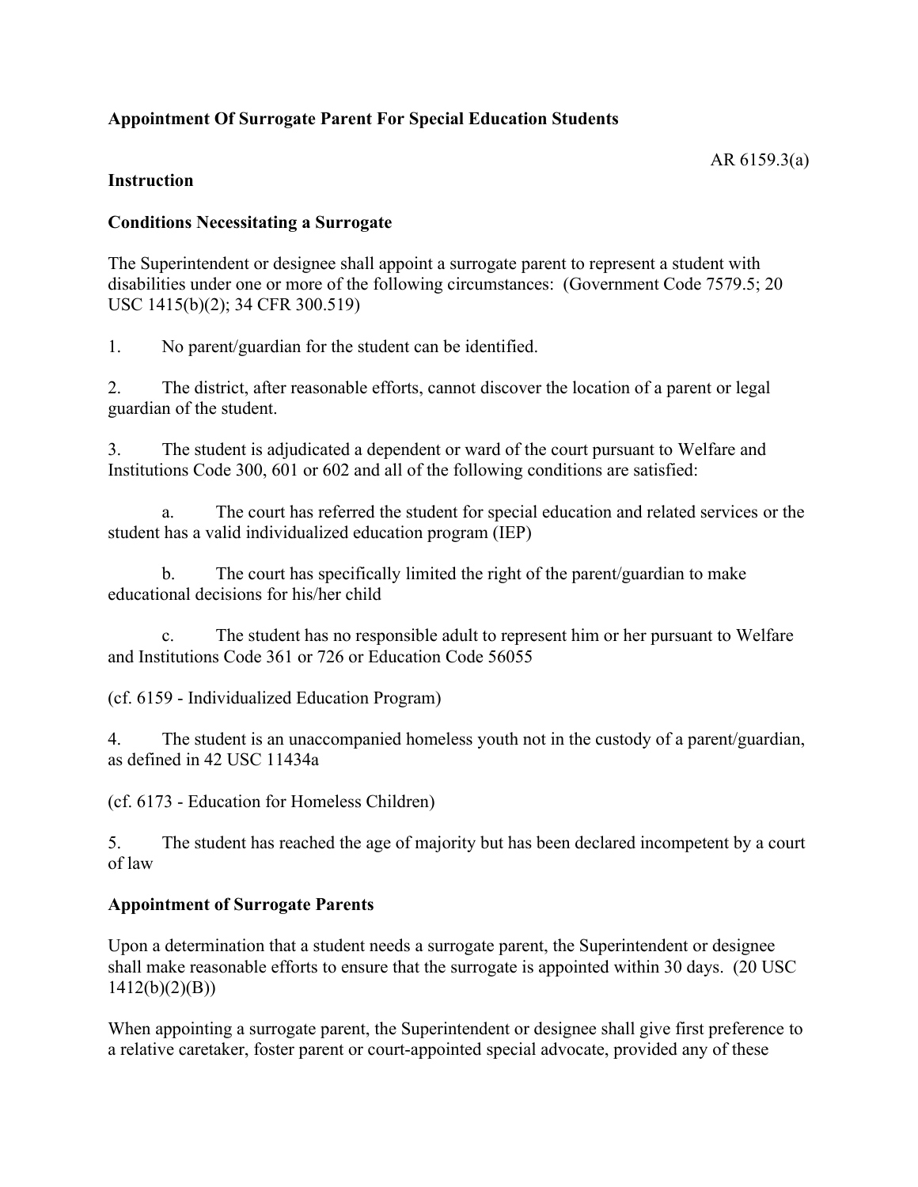**Appointment Of Surrogate Parent For Special Education Students**

AR 6159.3(a)

**Instruction**

**Conditions Necessitating a Surrogate**

The Superintendent or designee shall appoint a surrogate parent to represent a student with disabilities under one or more of the following circumstances: (Government Code 7579.5; 20 USC 1415(b)(2); 34 CFR 300.519)

1. No parent/guardian for the student can be identified.

2. The district, after reasonable efforts, cannot discover the location of a parent or legal guardian of the student.

3. The student is adjudicated a dependent or ward of the court pursuant to Welfare and Institutions Code 300, 601 or 602 and all of the following conditions are satisfied:

   a. The court has referred the student for special education and related services or the student has a valid individualized education program (IEP)

   b. The court has specifically limited the right of the parent/guardian to make educational decisions for his/her child

   c. The student has no responsible adult to represent him or her pursuant to Welfare and Institutions Code 361 or 726 or Education Code 56055

(cf. 6159 - Individualized Education Program)

4. The student is an unaccompanied homeless youth not in the custody of a parent/guardian, as defined in 42 USC 11434a

(cf. 6173 - Education for Homeless Children)

5. The student has reached the age of majority but has been declared incompetent by a court of law

**Appointment of Surrogate Parents**

Upon a determination that a student needs a surrogate parent, the Superintendent or designee shall make reasonable efforts to ensure that the surrogate is appointed within 30 days. (20 USC 1412(b)(2)(B))

When appointing a surrogate parent, the Superintendent or designee shall give first preference to a relative caretaker, foster parent or court-appointed special advocate, provided any of these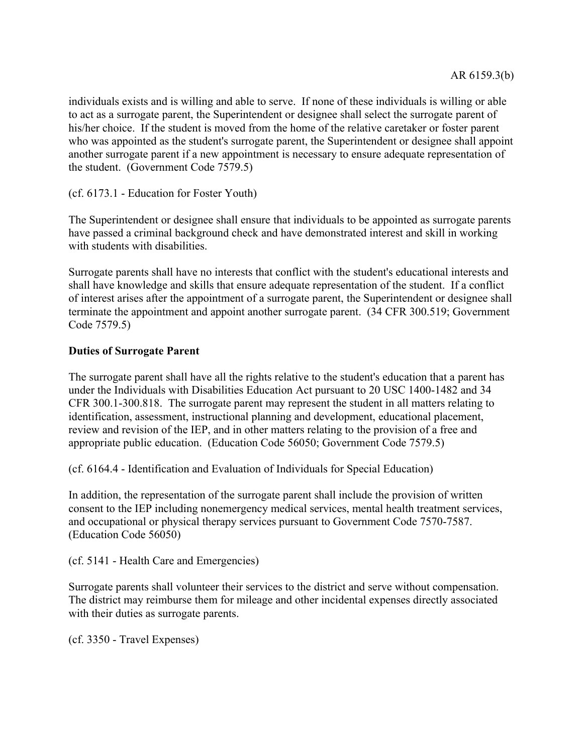individuals exists and is willing and able to serve. If none of these individuals is willing or able to act as a surrogate parent, the Superintendent or designee shall select the surrogate parent of his/her choice. If the student is moved from the home of the relative caretaker or foster parent who was appointed as the student's surrogate parent, the Superintendent or designee shall appoint another surrogate parent if a new appointment is necessary to ensure adequate representation of the student. (Government Code 7579.5)

(cf. 6173.1 - Education for Foster Youth)

The Superintendent or designee shall ensure that individuals to be appointed as surrogate parents have passed a criminal background check and have demonstrated interest and skill in working with students with disabilities.

Surrogate parents shall have no interests that conflict with the student's educational interests and shall have knowledge and skills that ensure adequate representation of the student. If a conflict of interest arises after the appointment of a surrogate parent, the Superintendent or designee shall terminate the appointment and appoint another surrogate parent. (34 CFR 300.519; Government Code 7579.5)

**Duties of Surrogate Parent**

The surrogate parent shall have all the rights relative to the student's education that a parent has under the Individuals with Disabilities Education Act pursuant to 20 USC 1400-1482 and 34 CFR 300.1-300.818. The surrogate parent may represent the student in all matters relating to identification, assessment, instructional planning and development, educational placement, review and revision of the IEP, and in other matters relating to the provision of a free and appropriate public education. (Education Code 56050; Government Code 7579.5)

(cf. 6164.4 - Identification and Evaluation of Individuals for Special Education)

In addition, the representation of the surrogate parent shall include the provision of written consent to the IEP including nonemergency medical services, mental health treatment services, and occupational or physical therapy services pursuant to Government Code 7570-7587. (Education Code 56050)

(cf. 5141 - Health Care and Emergencies)

Surrogate parents shall volunteer their services to the district and serve without compensation. The district may reimburse them for mileage and other incidental expenses directly associated with their duties as surrogate parents.

(cf. 3350 - Travel Expenses)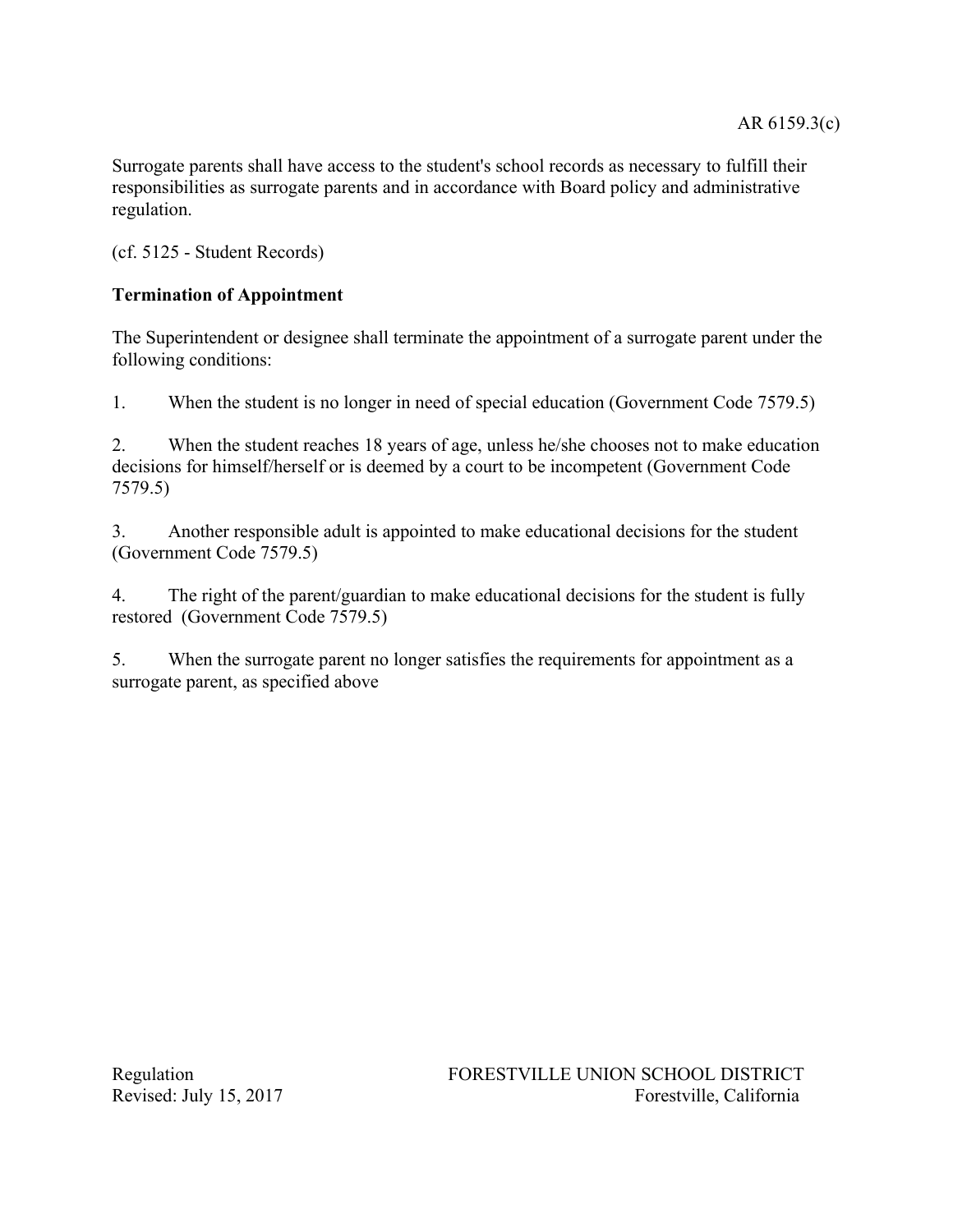Surrogate parents shall have access to the student's school records as necessary to fulfill their responsibilities as surrogate parents and in accordance with Board policy and administrative regulation.

(cf. 5125 - Student Records)

**Termination of Appointment**

The Superintendent or designee shall terminate the appointment of a surrogate parent under the following conditions:

1. When the student is no longer in need of special education (Government Code 7579.5)

2. When the student reaches 18 years of age, unless he/she chooses not to make education decisions for himself/herself or is deemed by a court to be incompetent (Government Code 7579.5)

3. Another responsible adult is appointed to make educational decisions for the student (Government Code 7579.5)

4. The right of the parent/guardian to make educational decisions for the student is fully restored (Government Code 7579.5)

5. When the surrogate parent no longer satisfies the requirements for appointment as a surrogate parent, as specified above

Regulation
Revised: July 15, 2017

FORESTVILLE UNION SCHOOL DISTRICT
Forestville, California